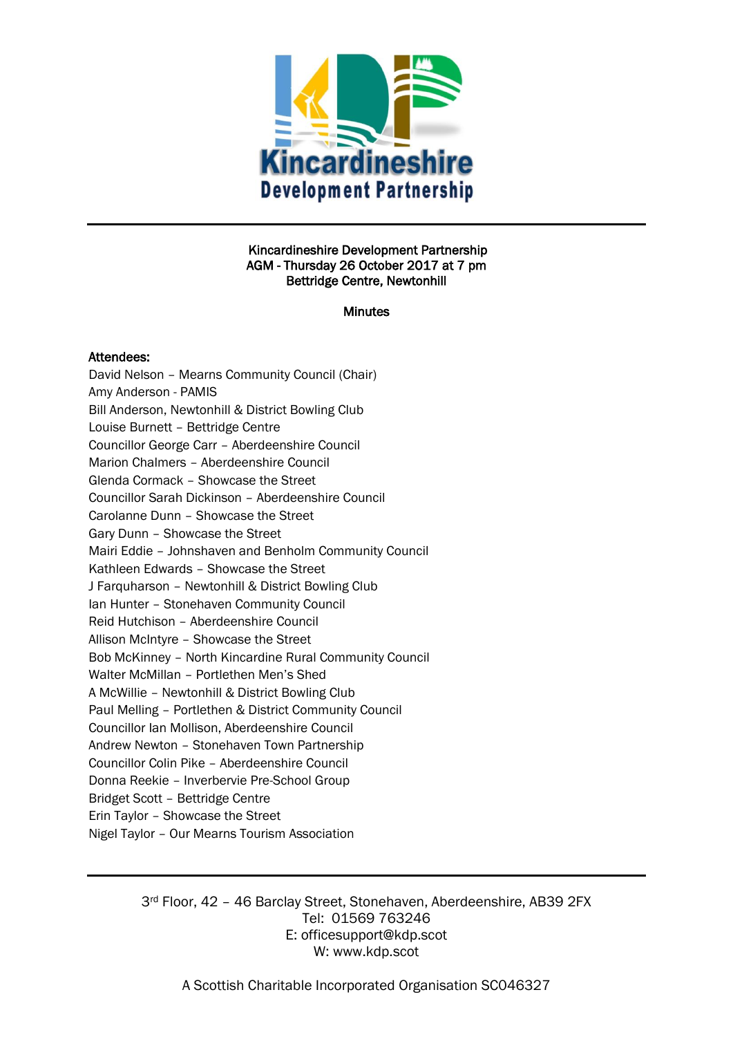Kincardineshire Development Partnership
AGM - Thursday 26 October 2017 at 7 pm
Bettridge Centre, Newtonhill

**Minutes**

**Attendees:**

David Nelson – Mearns Community Council (Chair)
Amy Anderson - PAMIS
Bill Anderson, Newtonhill & District Bowling Club
Louise Burnett – Bettridge Centre
Councillor George Carr – Aberdeenshire Council
Marion Chalmers – Aberdeenshire Council
Glenda Cormack – Showcase the Street
Councillor Sarah Dickinson – Aberdeenshire Council
Carolanne Dunn – Showcase the Street
Gary Dunn – Showcase the Street
Mairi Eddie – Johnshaven and Benholm Community Council
Kathleen Edwards – Showcase the Street
J Farquharson – Newtonhill & District Bowling Club
Ian Hunter – Stonehaven Community Council
Reid Hutchison – Aberdeenshire Council
Allison McIntyre – Showcase the Street
Bob McKinney – North Kincardine Rural Community Council
Walter McMillan – Portlethen Men's Shed
A McWillie – Newtonhill & District Bowling Club
Paul Melling – Portlethen & District Community Council
Councillor Ian Mollison, Aberdeenshire Council
Andrew Newton – Stonehaven Town Partnership
Councillor Colin Pike – Aberdeenshire Council
Donna Reekie – Inverbervie Pre-School Group
Bridget Scott – Bettridge Centre
Erin Taylor – Showcase the Street
Nigel Taylor – Our Mearns Tourism Association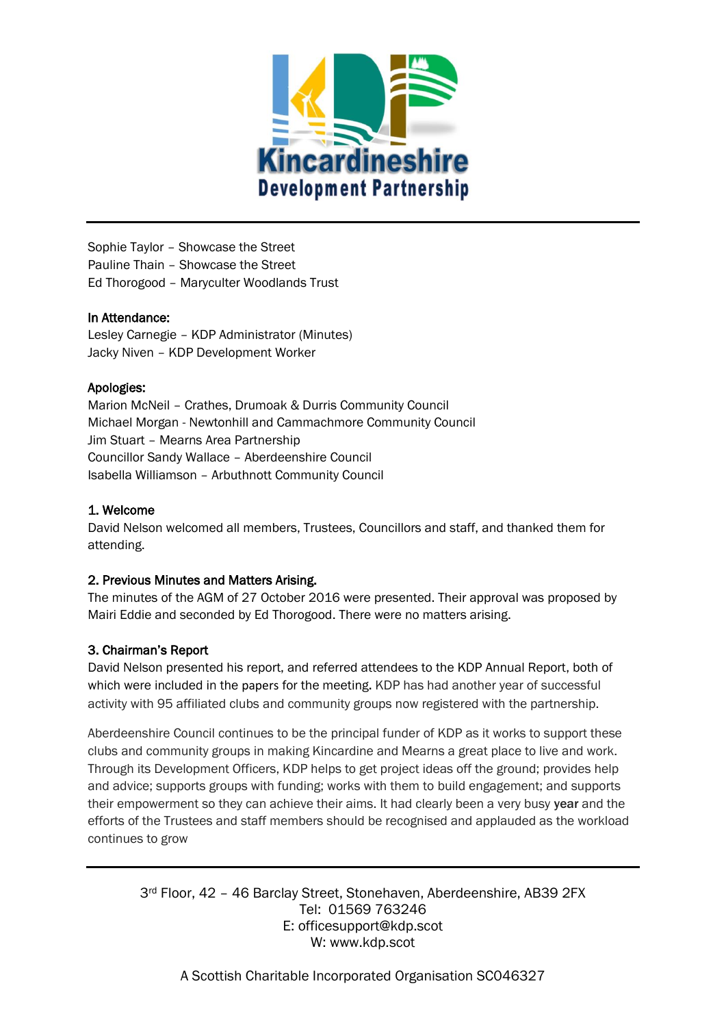Sophie Taylor – Showcase the Street
Pauline Thain – Showcase the Street
Ed Thorogood – Maryculter Woodlands Trust

**In Attendance:**
Lesley Carnegie – KDP Administrator (Minutes)
Jacky Niven – KDP Development Worker

**Apologies:**
Marion McNeil – Crathes, Drumoak & Durris Community Council
Michael Morgan - Newtonhill and Cammachmore Community Council
Jim Stuart – Mearns Area Partnership
Councillor Sandy Wallace – Aberdeenshire Council
Isabella Williamson – Arbuthnott Community Council

## 1. Welcome

David Nelson welcomed all members, Trustees, Councillors and staff, and thanked them for attending.

## 2. Previous Minutes and Matters Arising.

The minutes of the AGM of 27 October 2016 were presented. Their approval was proposed by Mairi Eddie and seconded by Ed Thorogood. There were no matters arising.

## 3. Chairman's Report

David Nelson presented his report, and referred attendees to the KDP Annual Report, both of which were included in the papers for the meeting. KDP has had another year of successful activity with 95 affiliated clubs and community groups now registered with the partnership.

Aberdeenshire Council continues to be the principal funder of KDP as it works to support these clubs and community groups in making Kincardine and Mearns a great place to live and work. Through its Development Officers, KDP helps to get project ideas off the ground; provides help and advice; supports groups with funding; works with them to build engagement; and supports their empowerment so they can achieve their aims. It had clearly been a very busy year and the efforts of the Trustees and staff members should be recognised and applauded as the workload continues to grow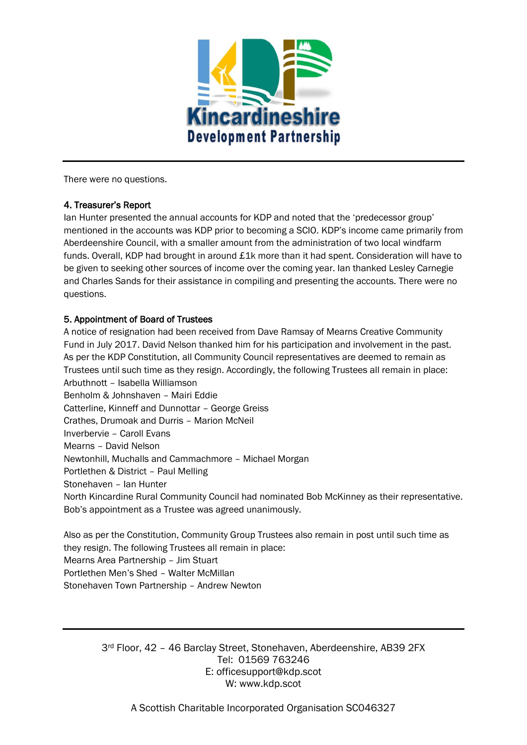There were no questions.

**4. Treasurer's Report**

Ian Hunter presented the annual accounts for KDP and noted that the 'predecessor group' mentioned in the accounts was KDP prior to becoming a SCIO. KDP's income came primarily from Aberdeenshire Council, with a smaller amount from the administration of two local windfarm funds. Overall, KDP had brought in around £1k more than it had spent. Consideration will have to be given to seeking other sources of income over the coming year. Ian thanked Lesley Carnegie and Charles Sands for their assistance in compiling and presenting the accounts. There were no questions.

**5. Appointment of Board of Trustees**

A notice of resignation had been received from Dave Ramsay of Mearns Creative Community Fund in July 2017. David Nelson thanked him for his participation and involvement in the past. As per the KDP Constitution, all Community Council representatives are deemed to remain as Trustees until such time as they resign. Accordingly, the following Trustees all remain in place:

Arbuthnott – Isabella Williamson
Benholm & Johnshaven – Mairi Eddie
Catterline, Kinneff and Dunnottar – George Greiss
Crathes, Drumoak and Durris – Marion McNeil
Inverbervie – Caroll Evans
Mearns – David Nelson
Newtonhill, Muchalls and Cammachmore – Michael Morgan
Portlethen & District – Paul Melling
Stonehaven – Ian Hunter
North Kincardine Rural Community Council had nominated Bob McKinney as their representative. Bob's appointment as a Trustee was agreed unanimously.

Also as per the Constitution, Community Group Trustees also remain in post until such time as they resign. The following Trustees all remain in place:

Mearns Area Partnership – Jim Stuart
Portlethen Men's Shed – Walter McMillan
Stonehaven Town Partnership – Andrew Newton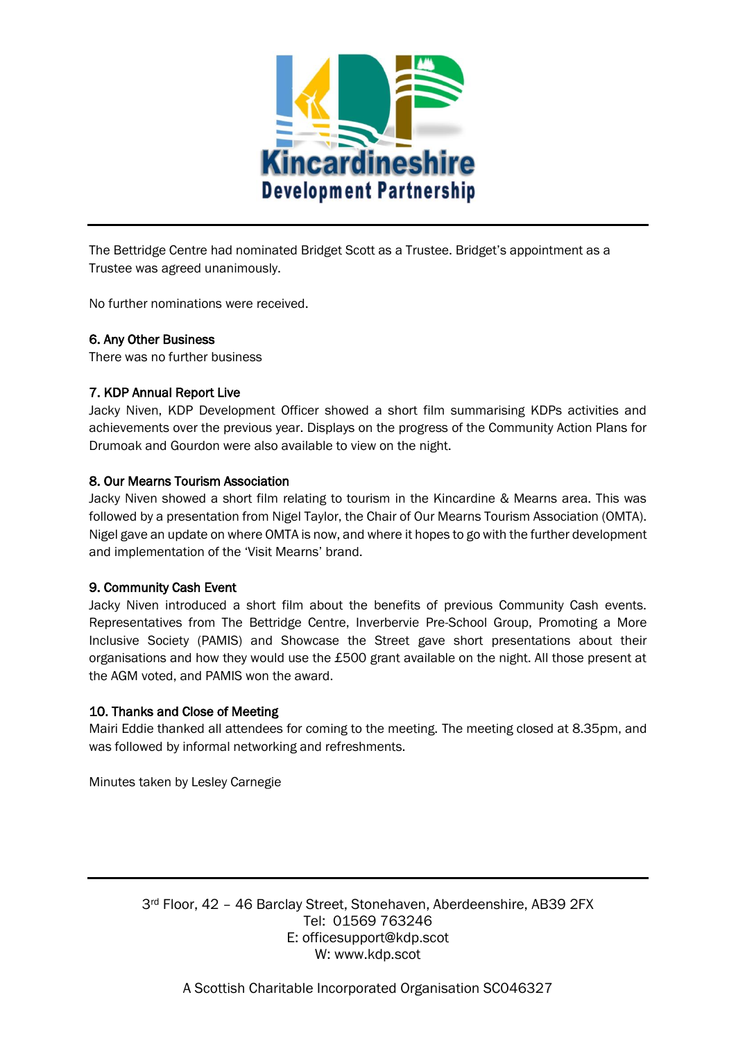The Bettridge Centre had nominated Bridget Scott as a Trustee. Bridget's appointment as a Trustee was agreed unanimously.

No further nominations were received.

**6. Any Other Business**
There was no further business

**7. KDP Annual Report Live**
Jacky Niven, KDP Development Officer showed a short film summarising KDPs activities and achievements over the previous year. Displays on the progress of the Community Action Plans for Drumoak and Gourdon were also available to view on the night.

**8. Our Mearns Tourism Association**
Jacky Niven showed a short film relating to tourism in the Kincardine & Mearns area. This was followed by a presentation from Nigel Taylor, the Chair of Our Mearns Tourism Association (OMTA). Nigel gave an update on where OMTA is now, and where it hopes to go with the further development and implementation of the 'Visit Mearns' brand.

**9. Community Cash Event**
Jacky Niven introduced a short film about the benefits of previous Community Cash events. Representatives from The Bettridge Centre, Inverbervie Pre-School Group, Promoting a More Inclusive Society (PAMIS) and Showcase the Street gave short presentations about their organisations and how they would use the £500 grant available on the night. All those present at the AGM voted, and PAMIS won the award.

**10. Thanks and Close of Meeting**
Mairi Eddie thanked all attendees for coming to the meeting. The meeting closed at 8.35pm, and was followed by informal networking and refreshments.

Minutes taken by Lesley Carnegie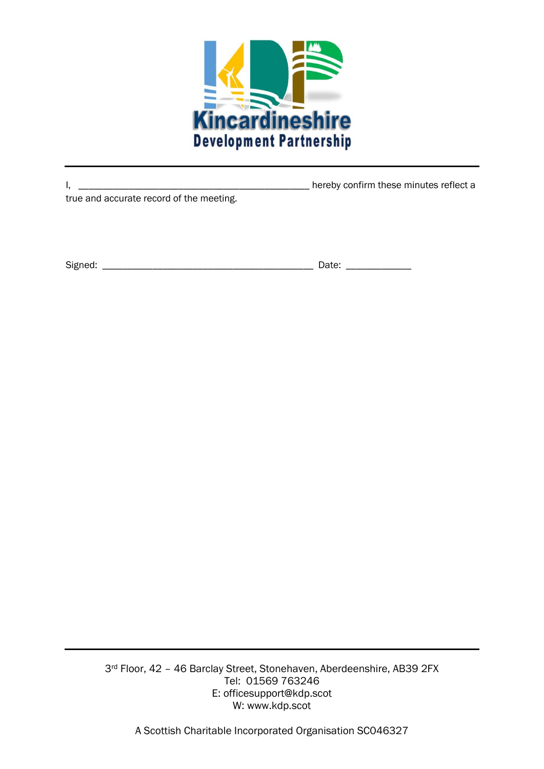Kincardineshire

Development Partnership

---

I, \_\_\_\_\_\_\_\_\_\_\_\_\_\_\_\_\_\_\_\_\_\_\_\_\_\_\_\_\_\_\_\_\_\_\_\_\_\_\_\_\_\_\_\_\_\_ hereby confirm these minutes reflect a true and accurate record of the meeting.

Signed: \_\_\_\_\_\_\_\_\_\_\_\_\_\_\_\_\_\_\_\_\_\_\_\_\_\_\_\_\_\_\_\_\_\_\_\_\_\_\_\_\_\_ Date: \_\_\_\_\_\_\_\_\_\_\_\_\_

---

3rd Floor, 42 – 46 Barclay Street, Stonehaven, Aberdeenshire, AB39 2FX
Tel: 01569 763246
E: officesupport@kdp.scot
W: www.kdp.scot

A Scottish Charitable Incorporated Organisation SC046327